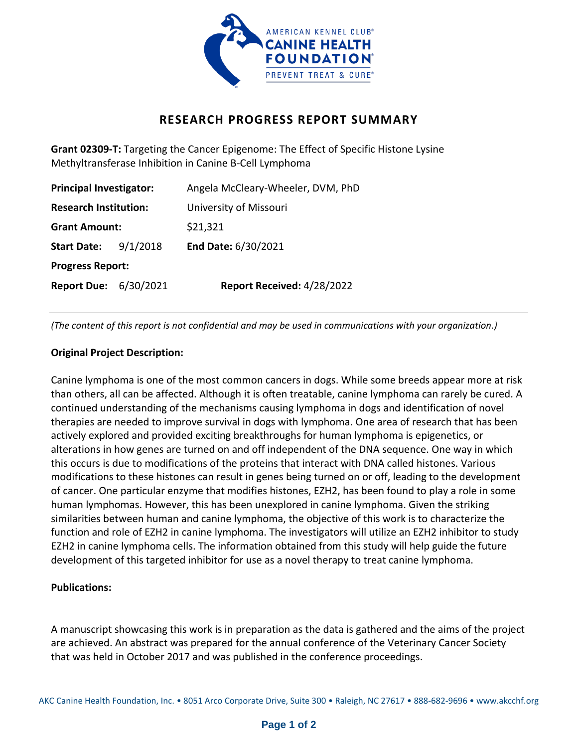# RESEARCH PROGRESS REPORT SUMMARY

**Grant 02309-T:** Targeting the Cancer Epigenome: The Effect of Specific Histone Lysine Methyltransferase Inhibition in Canine B-Cell Lymphoma

**Principal Investigator:** Angela McCleary-Wheeler, DVM, PhD

**Research Institution:** University of Missouri

**Grant Amount:** $21,321

**Start Date:** 9/1/2018 **End Date:** 6/30/2021

**Progress Report:**

**Report Due:** 6/30/2021 **Report Received:** 4/28/2022

---

*(The content of this report is not confidential and may be used in communications with your organization.)*

**Original Project Description:**

Canine lymphoma is one of the most common cancers in dogs. While some breeds appear more at risk than others, all can be affected. Although it is often treatable, canine lymphoma can rarely be cured. A continued understanding of the mechanisms causing lymphoma in dogs and identification of novel therapies are needed to improve survival in dogs with lymphoma. One area of research that has been actively explored and provided exciting breakthroughs for human lymphoma is epigenetics, or alterations in how genes are turned on and off independent of the DNA sequence. One way in which this occurs is due to modifications of the proteins that interact with DNA called histones. Various modifications to these histones can result in genes being turned on or off, leading to the development of cancer. One particular enzyme that modifies histones, EZH2, has been found to play a role in some human lymphomas. However, this has been unexplored in canine lymphoma. Given the striking similarities between human and canine lymphoma, the objective of this work is to characterize the function and role of EZH2 in canine lymphoma. The investigators will utilize an EZH2 inhibitor to study EZH2 in canine lymphoma cells. The information obtained from this study will help guide the future development of this targeted inhibitor for use as a novel therapy to treat canine lymphoma.

**Publications:**

A manuscript showcasing this work is in preparation as the data is gathered and the aims of the project are achieved. An abstract was prepared for the annual conference of the Veterinary Cancer Society that was held in October 2017 and was published in the conference proceedings.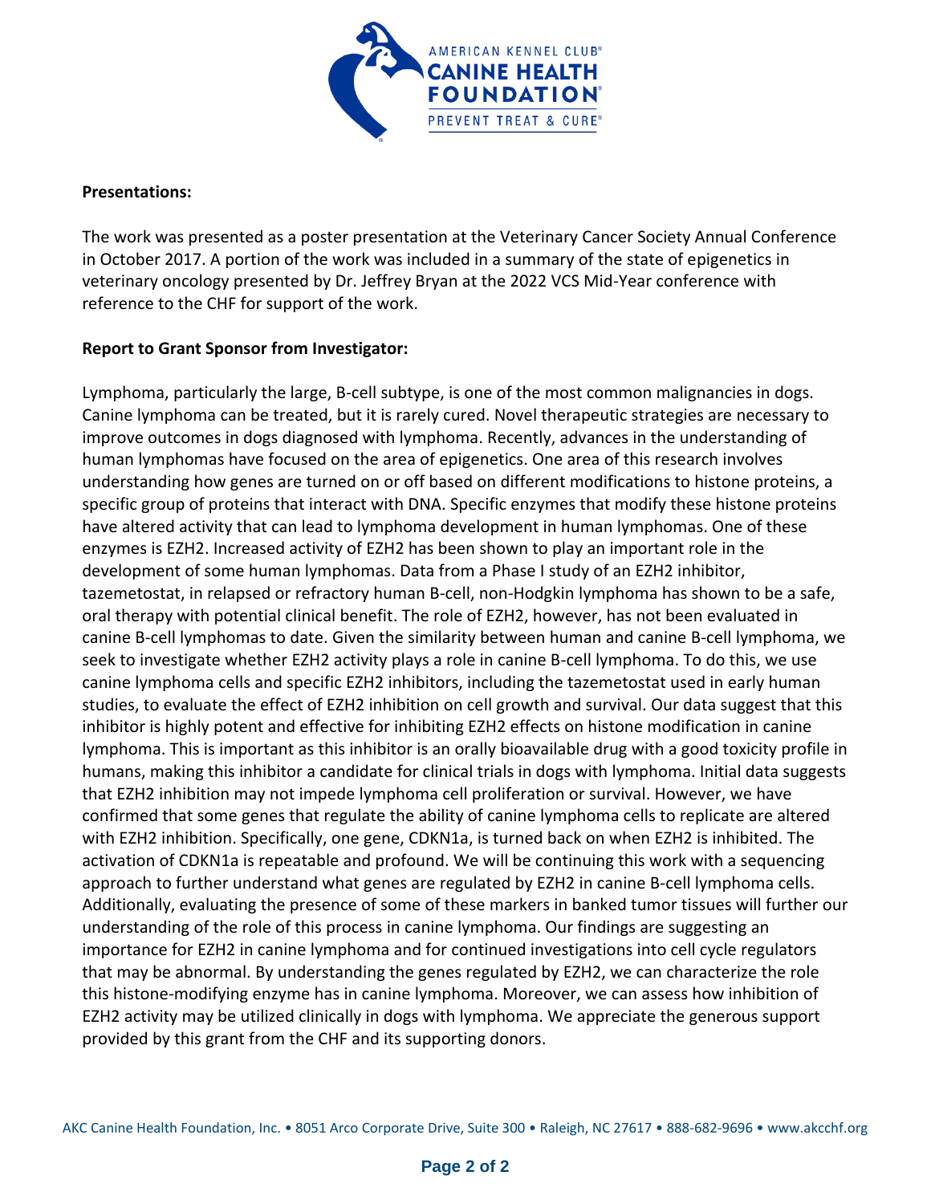**Presentations:**

The work was presented as a poster presentation at the Veterinary Cancer Society Annual Conference in October 2017. A portion of the work was included in a summary of the state of epigenetics in veterinary oncology presented by Dr. Jeffrey Bryan at the 2022 VCS Mid-Year conference with reference to the CHF for support of the work.

**Report to Grant Sponsor from Investigator:**

Lymphoma, particularly the large, B-cell subtype, is one of the most common malignancies in dogs. Canine lymphoma can be treated, but it is rarely cured. Novel therapeutic strategies are necessary to improve outcomes in dogs diagnosed with lymphoma. Recently, advances in the understanding of human lymphomas have focused on the area of epigenetics. One area of this research involves understanding how genes are turned on or off based on different modifications to histone proteins, a specific group of proteins that interact with DNA. Specific enzymes that modify these histone proteins have altered activity that can lead to lymphoma development in human lymphomas. One of these enzymes is EZH2. Increased activity of EZH2 has been shown to play an important role in the development of some human lymphomas. Data from a Phase I study of an EZH2 inhibitor, tazemetostat, in relapsed or refractory human B-cell, non-Hodgkin lymphoma has shown to be a safe, oral therapy with potential clinical benefit. The role of EZH2, however, has not been evaluated in canine B-cell lymphomas to date. Given the similarity between human and canine B-cell lymphoma, we seek to investigate whether EZH2 activity plays a role in canine B-cell lymphoma. To do this, we use canine lymphoma cells and specific EZH2 inhibitors, including the tazemetostat used in early human studies, to evaluate the effect of EZH2 inhibition on cell growth and survival. Our data suggest that this inhibitor is highly potent and effective for inhibiting EZH2 effects on histone modification in canine lymphoma. This is important as this inhibitor is an orally bioavailable drug with a good toxicity profile in humans, making this inhibitor a candidate for clinical trials in dogs with lymphoma. Initial data suggests that EZH2 inhibition may not impede lymphoma cell proliferation or survival. However, we have confirmed that some genes that regulate the ability of canine lymphoma cells to replicate are altered with EZH2 inhibition. Specifically, one gene, CDKN1a, is turned back on when EZH2 is inhibited. The activation of CDKN1a is repeatable and profound. We will be continuing this work with a sequencing approach to further understand what genes are regulated by EZH2 in canine B-cell lymphoma cells. Additionally, evaluating the presence of some of these markers in banked tumor tissues will further our understanding of the role of this process in canine lymphoma. Our findings are suggesting an importance for EZH2 in canine lymphoma and for continued investigations into cell cycle regulators that may be abnormal. By understanding the genes regulated by EZH2, we can characterize the role this histone-modifying enzyme has in canine lymphoma. Moreover, we can assess how inhibition of EZH2 activity may be utilized clinically in dogs with lymphoma. We appreciate the generous support provided by this grant from the CHF and its supporting donors.